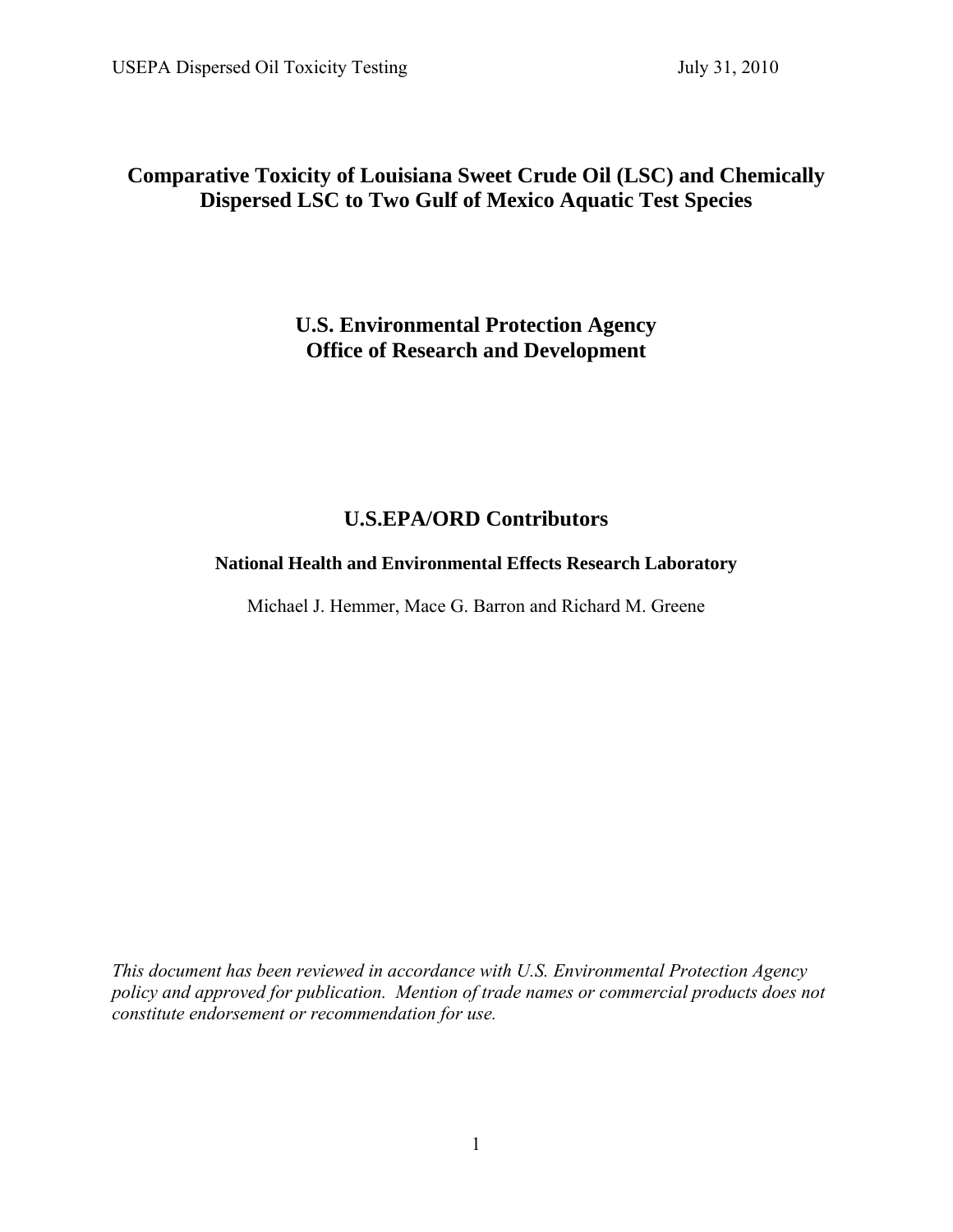# Comparative Toxicity of Louisiana Sweet Crude Oil (LSC) and Chemically Dispersed LSC to Two Gulf of Mexico Aquatic Test Species

## U.S. Environmental Protection Agency
## Office of Research and Development

## U.S.EPA/ORD Contributors

### National Health and Environmental Effects Research Laboratory

Michael J. Hemmer, Mace G. Barron and Richard M. Greene

*This document has been reviewed in accordance with U.S. Environmental Protection Agency policy and approved for publication. Mention of trade names or commercial products does not constitute endorsement or recommendation for use.*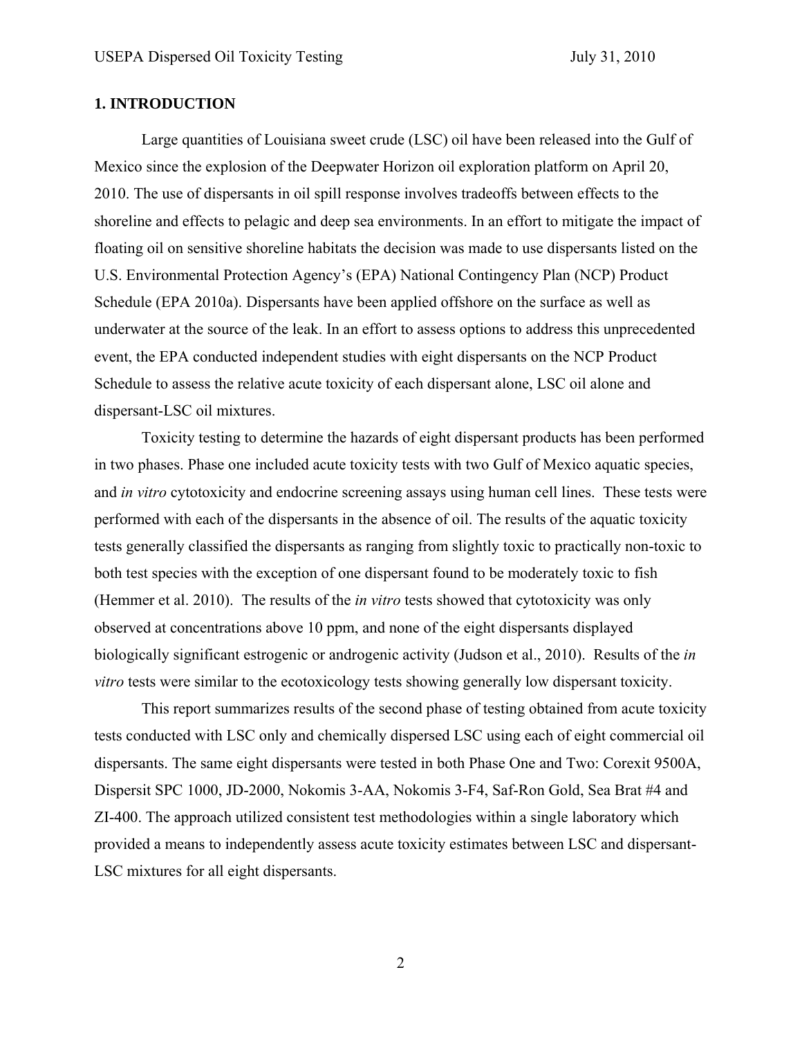## 1. INTRODUCTION

Large quantities of Louisiana sweet crude (LSC) oil have been released into the Gulf of Mexico since the explosion of the Deepwater Horizon oil exploration platform on April 20, 2010. The use of dispersants in oil spill response involves tradeoffs between effects to the shoreline and effects to pelagic and deep sea environments. In an effort to mitigate the impact of floating oil on sensitive shoreline habitats the decision was made to use dispersants listed on the U.S. Environmental Protection Agency's (EPA) National Contingency Plan (NCP) Product Schedule (EPA 2010a). Dispersants have been applied offshore on the surface as well as underwater at the source of the leak. In an effort to assess options to address this unprecedented event, the EPA conducted independent studies with eight dispersants on the NCP Product Schedule to assess the relative acute toxicity of each dispersant alone, LSC oil alone and dispersant-LSC oil mixtures.

Toxicity testing to determine the hazards of eight dispersant products has been performed in two phases. Phase one included acute toxicity tests with two Gulf of Mexico aquatic species, and *in vitro* cytotoxicity and endocrine screening assays using human cell lines. These tests were performed with each of the dispersants in the absence of oil. The results of the aquatic toxicity tests generally classified the dispersants as ranging from slightly toxic to practically non-toxic to both test species with the exception of one dispersant found to be moderately toxic to fish (Hemmer et al. 2010). The results of the *in vitro* tests showed that cytotoxicity was only observed at concentrations above 10 ppm, and none of the eight dispersants displayed biologically significant estrogenic or androgenic activity (Judson et al., 2010). Results of the *in vitro* tests were similar to the ecotoxicology tests showing generally low dispersant toxicity.

This report summarizes results of the second phase of testing obtained from acute toxicity tests conducted with LSC only and chemically dispersed LSC using each of eight commercial oil dispersants. The same eight dispersants were tested in both Phase One and Two: Corexit 9500A, Dispersit SPC 1000, JD-2000, Nokomis 3-AA, Nokomis 3-F4, Saf-Ron Gold, Sea Brat #4 and ZI-400. The approach utilized consistent test methodologies within a single laboratory which provided a means to independently assess acute toxicity estimates between LSC and dispersant-LSC mixtures for all eight dispersants.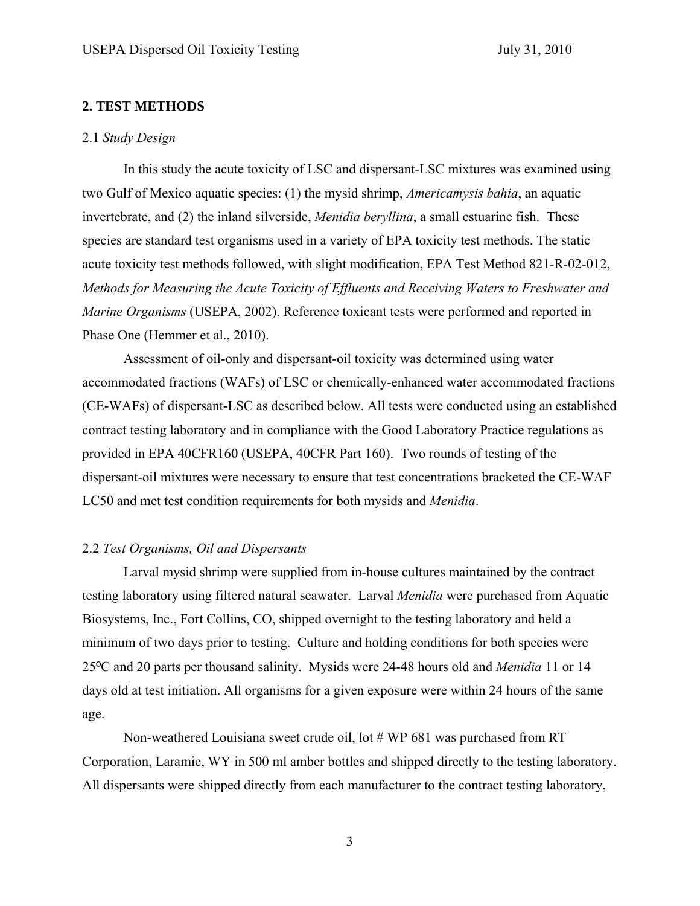## 2. TEST METHODS

2.1 *Study Design*

In this study the acute toxicity of LSC and dispersant-LSC mixtures was examined using two Gulf of Mexico aquatic species: (1) the mysid shrimp, *Americamysis bahia*, an aquatic invertebrate, and (2) the inland silverside, *Menidia beryllina*, a small estuarine fish. These species are standard test organisms used in a variety of EPA toxicity test methods. The static acute toxicity test methods followed, with slight modification, EPA Test Method 821-R-02-012, *Methods for Measuring the Acute Toxicity of Effluents and Receiving Waters to Freshwater and Marine Organisms* (USEPA, 2002). Reference toxicant tests were performed and reported in Phase One (Hemmer et al., 2010).

Assessment of oil-only and dispersant-oil toxicity was determined using water accommodated fractions (WAFs) of LSC or chemically-enhanced water accommodated fractions (CE-WAFs) of dispersant-LSC as described below. All tests were conducted using an established contract testing laboratory and in compliance with the Good Laboratory Practice regulations as provided in EPA 40CFR160 (USEPA, 40CFR Part 160). Two rounds of testing of the dispersant-oil mixtures were necessary to ensure that test concentrations bracketed the CE-WAF LC50 and met test condition requirements for both mysids and *Menidia*.

2.2 *Test Organisms, Oil and Dispersants*

Larval mysid shrimp were supplied from in-house cultures maintained by the contract testing laboratory using filtered natural seawater. Larval *Menidia* were purchased from Aquatic Biosystems, Inc., Fort Collins, CO, shipped overnight to the testing laboratory and held a minimum of two days prior to testing. Culture and holding conditions for both species were 25ºC and 20 parts per thousand salinity. Mysids were 24-48 hours old and *Menidia* 11 or 14 days old at test initiation. All organisms for a given exposure were within 24 hours of the same age.

Non-weathered Louisiana sweet crude oil, lot # WP 681 was purchased from RT Corporation, Laramie, WY in 500 ml amber bottles and shipped directly to the testing laboratory. All dispersants were shipped directly from each manufacturer to the contract testing laboratory,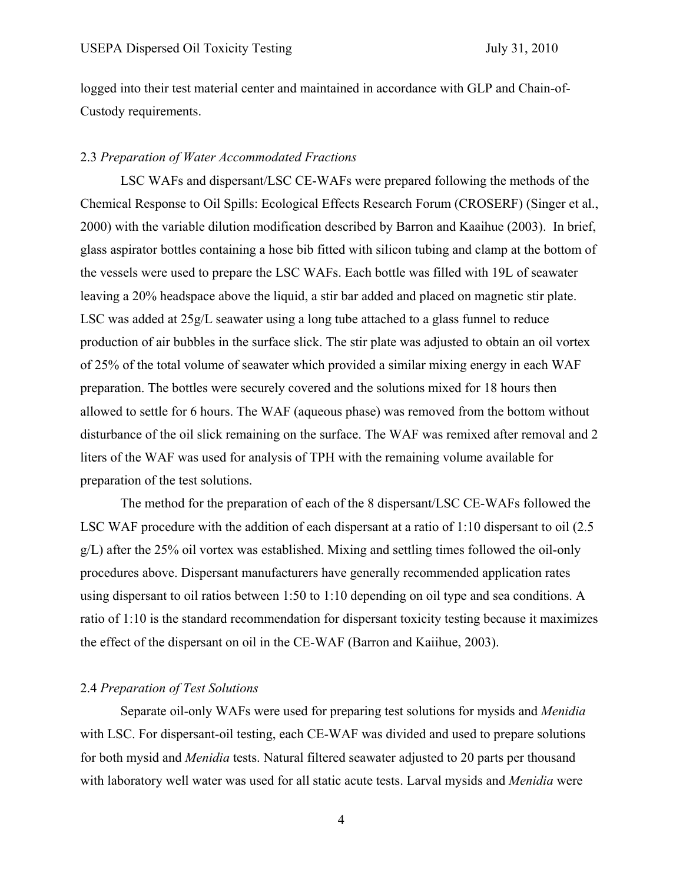logged into their test material center and maintained in accordance with GLP and Chain-of-Custody requirements.

### 2.3 *Preparation of Water Accommodated Fractions*

LSC WAFs and dispersant/LSC CE-WAFs were prepared following the methods of the Chemical Response to Oil Spills: Ecological Effects Research Forum (CROSERF) (Singer et al., 2000) with the variable dilution modification described by Barron and Kaaihue (2003). In brief, glass aspirator bottles containing a hose bib fitted with silicon tubing and clamp at the bottom of the vessels were used to prepare the LSC WAFs. Each bottle was filled with 19L of seawater leaving a 20% headspace above the liquid, a stir bar added and placed on magnetic stir plate. LSC was added at 25g/L seawater using a long tube attached to a glass funnel to reduce production of air bubbles in the surface slick. The stir plate was adjusted to obtain an oil vortex of 25% of the total volume of seawater which provided a similar mixing energy in each WAF preparation. The bottles were securely covered and the solutions mixed for 18 hours then allowed to settle for 6 hours. The WAF (aqueous phase) was removed from the bottom without disturbance of the oil slick remaining on the surface. The WAF was remixed after removal and 2 liters of the WAF was used for analysis of TPH with the remaining volume available for preparation of the test solutions.

The method for the preparation of each of the 8 dispersant/LSC CE-WAFs followed the LSC WAF procedure with the addition of each dispersant at a ratio of 1:10 dispersant to oil (2.5 g/L) after the 25% oil vortex was established. Mixing and settling times followed the oil-only procedures above. Dispersant manufacturers have generally recommended application rates using dispersant to oil ratios between 1:50 to 1:10 depending on oil type and sea conditions. A ratio of 1:10 is the standard recommendation for dispersant toxicity testing because it maximizes the effect of the dispersant on oil in the CE-WAF (Barron and Kaiihue, 2003).

### 2.4 *Preparation of Test Solutions*

Separate oil-only WAFs were used for preparing test solutions for mysids and *Menidia* with LSC. For dispersant-oil testing, each CE-WAF was divided and used to prepare solutions for both mysid and *Menidia* tests. Natural filtered seawater adjusted to 20 parts per thousand with laboratory well water was used for all static acute tests. Larval mysids and *Menidia* were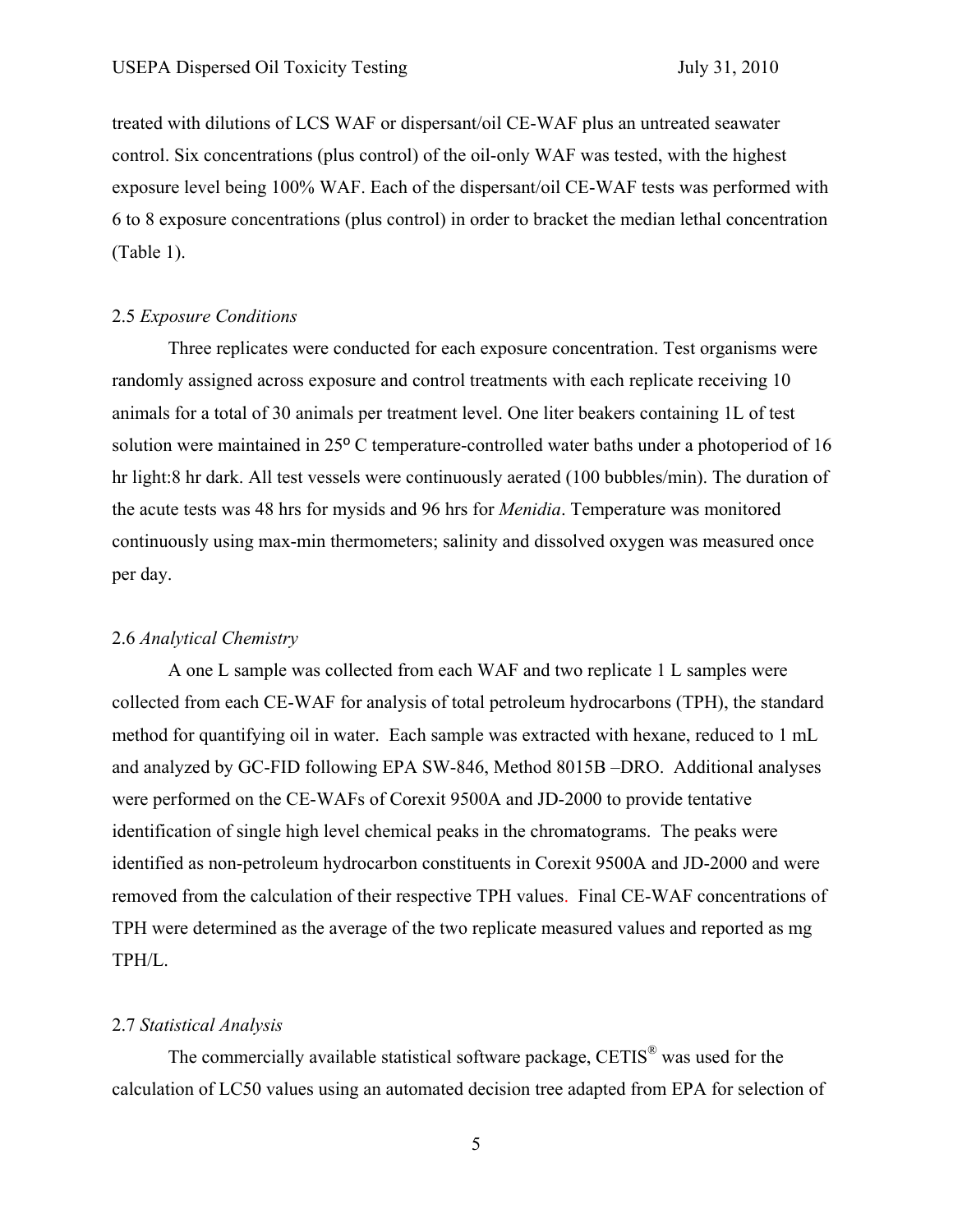treated with dilutions of LCS WAF or dispersant/oil CE-WAF plus an untreated seawater control. Six concentrations (plus control) of the oil-only WAF was tested, with the highest exposure level being 100% WAF. Each of the dispersant/oil CE-WAF tests was performed with 6 to 8 exposure concentrations (plus control) in order to bracket the median lethal concentration (Table 1).

### 2.5 *Exposure Conditions*

Three replicates were conducted for each exposure concentration. Test organisms were randomly assigned across exposure and control treatments with each replicate receiving 10 animals for a total of 30 animals per treatment level. One liter beakers containing 1L of test solution were maintained in 25º C temperature-controlled water baths under a photoperiod of 16 hr light:8 hr dark. All test vessels were continuously aerated (100 bubbles/min). The duration of the acute tests was 48 hrs for mysids and 96 hrs for *Menidia*. Temperature was monitored continuously using max-min thermometers; salinity and dissolved oxygen was measured once per day.

### 2.6 *Analytical Chemistry*

A one L sample was collected from each WAF and two replicate 1 L samples were collected from each CE-WAF for analysis of total petroleum hydrocarbons (TPH), the standard method for quantifying oil in water. Each sample was extracted with hexane, reduced to 1 mL and analyzed by GC-FID following EPA SW-846, Method 8015B –DRO. Additional analyses were performed on the CE-WAFs of Corexit 9500A and JD-2000 to provide tentative identification of single high level chemical peaks in the chromatograms. The peaks were identified as non-petroleum hydrocarbon constituents in Corexit 9500A and JD-2000 and were removed from the calculation of their respective TPH values. Final CE-WAF concentrations of TPH were determined as the average of the two replicate measured values and reported as mg TPH/L.

### 2.7 *Statistical Analysis*

The commercially available statistical software package, CETIS® was used for the calculation of LC50 values using an automated decision tree adapted from EPA for selection of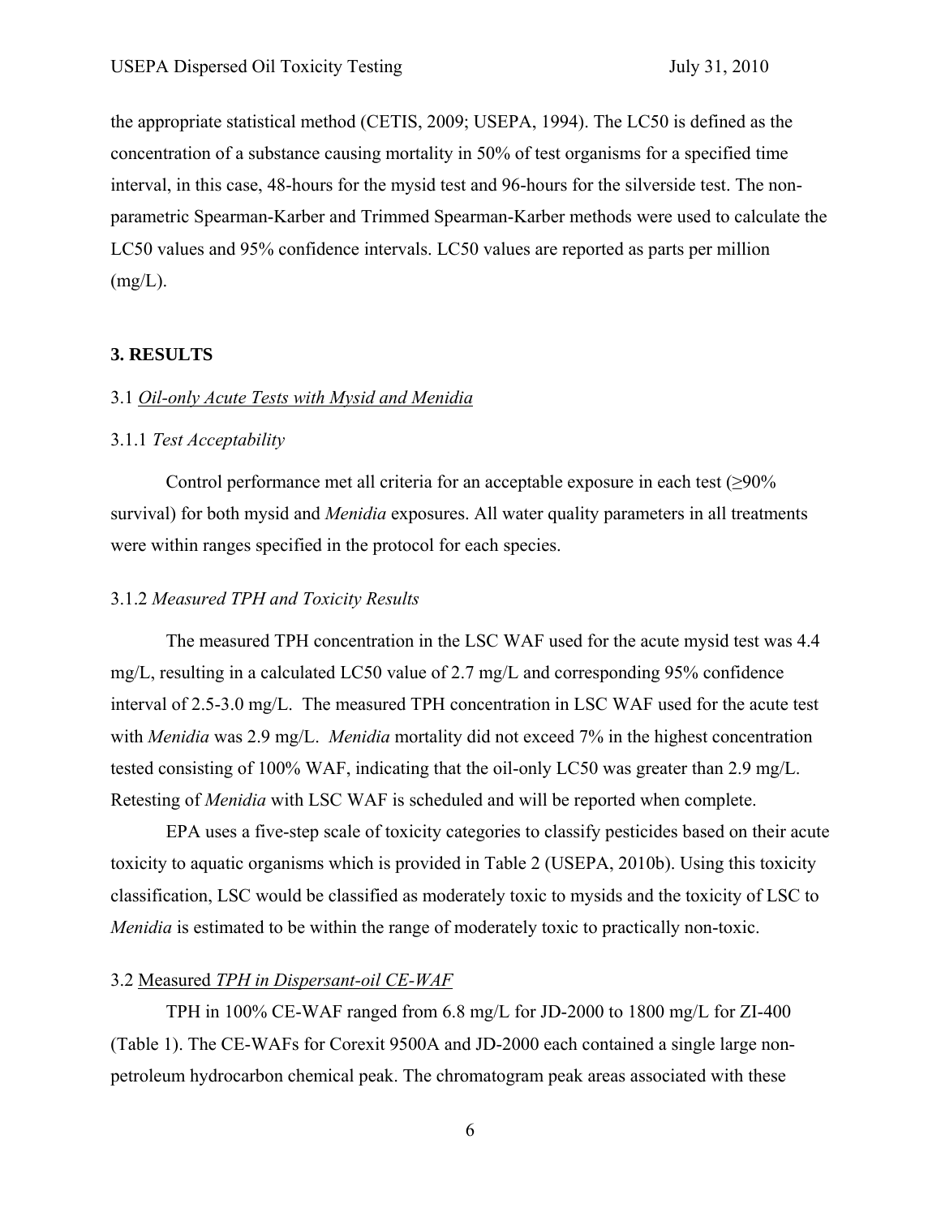the appropriate statistical method (CETIS, 2009; USEPA, 1994). The LC50 is defined as the concentration of a substance causing mortality in 50% of test organisms for a specified time interval, in this case, 48-hours for the mysid test and 96-hours for the silverside test. The non-parametric Spearman-Karber and Trimmed Spearman-Karber methods were used to calculate the LC50 values and 95% confidence intervals. LC50 values are reported as parts per million (mg/L).

## 3. RESULTS

### 3.1 *Oil-only Acute Tests with Mysid and Menidia*

#### 3.1.1 *Test Acceptability*

Control performance met all criteria for an acceptable exposure in each test (≥90% survival) for both mysid and *Menidia* exposures. All water quality parameters in all treatments were within ranges specified in the protocol for each species.

#### 3.1.2 *Measured TPH and Toxicity Results*

The measured TPH concentration in the LSC WAF used for the acute mysid test was 4.4 mg/L, resulting in a calculated LC50 value of 2.7 mg/L and corresponding 95% confidence interval of 2.5-3.0 mg/L. The measured TPH concentration in LSC WAF used for the acute test with *Menidia* was 2.9 mg/L. *Menidia* mortality did not exceed 7% in the highest concentration tested consisting of 100% WAF, indicating that the oil-only LC50 was greater than 2.9 mg/L. Retesting of *Menidia* with LSC WAF is scheduled and will be reported when complete.

EPA uses a five-step scale of toxicity categories to classify pesticides based on their acute toxicity to aquatic organisms which is provided in Table 2 (USEPA, 2010b). Using this toxicity classification, LSC would be classified as moderately toxic to mysids and the toxicity of LSC to *Menidia* is estimated to be within the range of moderately toxic to practically non-toxic.

### 3.2 Measured *TPH in Dispersant-oil CE-WAF*

TPH in 100% CE-WAF ranged from 6.8 mg/L for JD-2000 to 1800 mg/L for ZI-400 (Table 1). The CE-WAFs for Corexit 9500A and JD-2000 each contained a single large non-petroleum hydrocarbon chemical peak. The chromatogram peak areas associated with these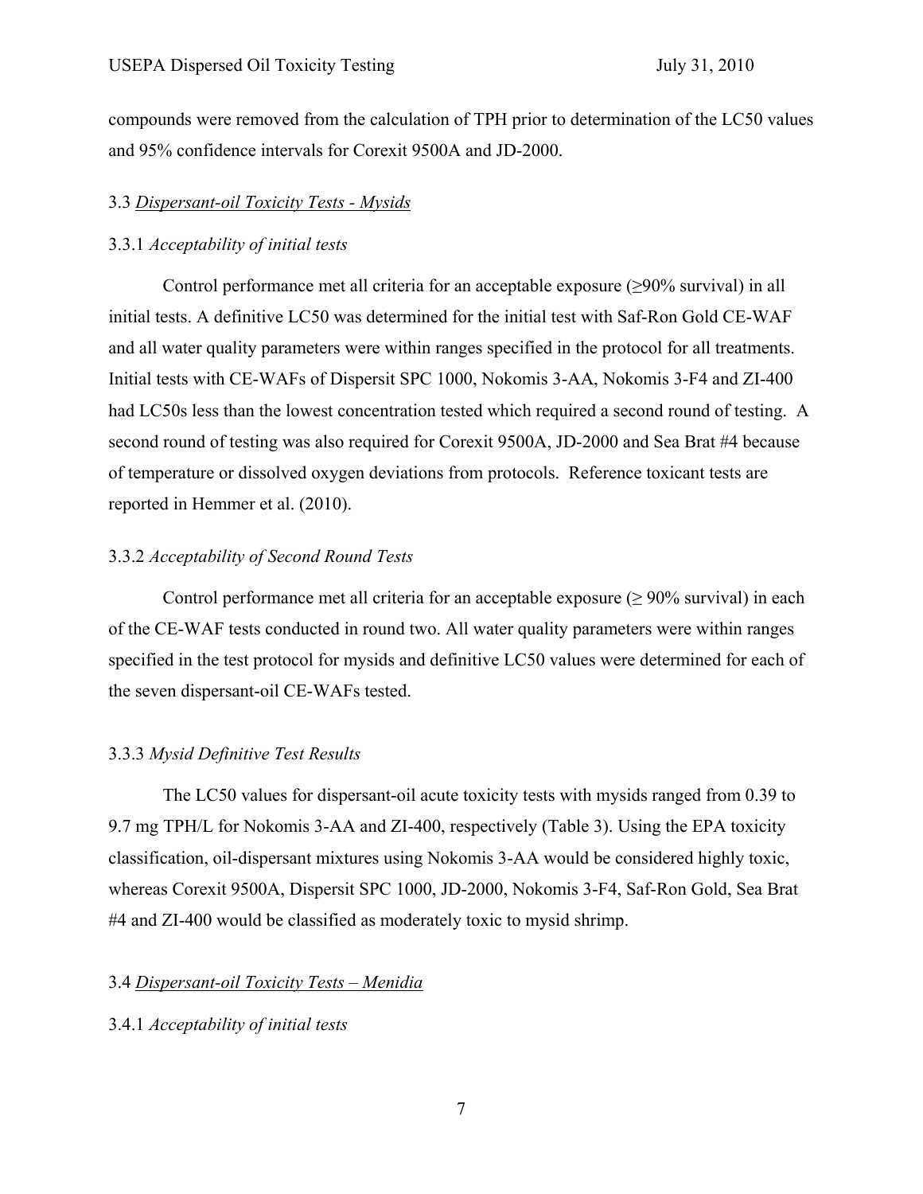compounds were removed from the calculation of TPH prior to determination of the LC50 values and 95% confidence intervals for Corexit 9500A and JD-2000.

### 3.3 *Dispersant-oil Toxicity Tests - Mysids*

#### 3.3.1 *Acceptability of initial tests*

Control performance met all criteria for an acceptable exposure (≥90% survival) in all initial tests. A definitive LC50 was determined for the initial test with Saf-Ron Gold CE-WAF and all water quality parameters were within ranges specified in the protocol for all treatments. Initial tests with CE-WAFs of Dispersit SPC 1000, Nokomis 3-AA, Nokomis 3-F4 and ZI-400 had LC50s less than the lowest concentration tested which required a second round of testing. A second round of testing was also required for Corexit 9500A, JD-2000 and Sea Brat #4 because of temperature or dissolved oxygen deviations from protocols. Reference toxicant tests are reported in Hemmer et al. (2010).

#### 3.3.2 *Acceptability of Second Round Tests*

Control performance met all criteria for an acceptable exposure (≥ 90% survival) in each of the CE-WAF tests conducted in round two. All water quality parameters were within ranges specified in the test protocol for mysids and definitive LC50 values were determined for each of the seven dispersant-oil CE-WAFs tested.

#### 3.3.3 *Mysid Definitive Test Results*

The LC50 values for dispersant-oil acute toxicity tests with mysids ranged from 0.39 to 9.7 mg TPH/L for Nokomis 3-AA and ZI-400, respectively (Table 3). Using the EPA toxicity classification, oil-dispersant mixtures using Nokomis 3-AA would be considered highly toxic, whereas Corexit 9500A, Dispersit SPC 1000, JD-2000, Nokomis 3-F4, Saf-Ron Gold, Sea Brat #4 and ZI-400 would be classified as moderately toxic to mysid shrimp.

### 3.4 *Dispersant-oil Toxicity Tests – Menidia*

#### 3.4.1 *Acceptability of initial tests*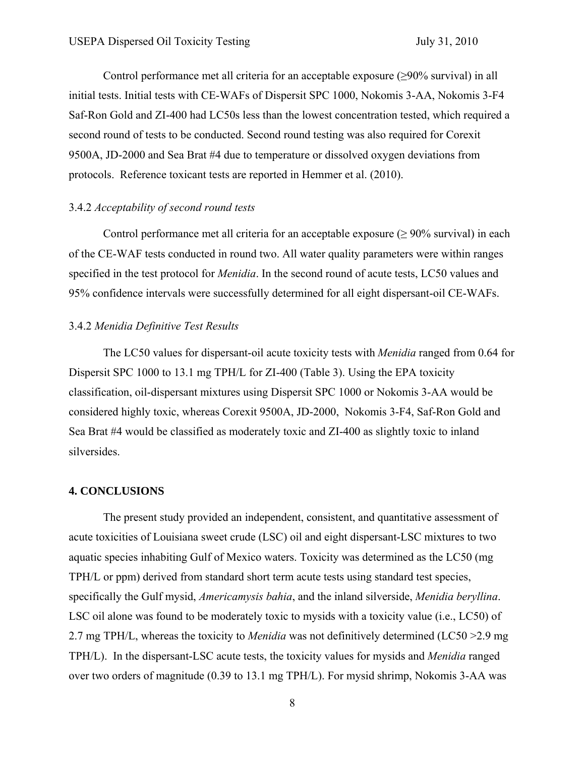Control performance met all criteria for an acceptable exposure (≥90% survival) in all initial tests. Initial tests with CE-WAFs of Dispersit SPC 1000, Nokomis 3-AA, Nokomis 3-F4 Saf-Ron Gold and ZI-400 had LC50s less than the lowest concentration tested, which required a second round of tests to be conducted. Second round testing was also required for Corexit 9500A, JD-2000 and Sea Brat #4 due to temperature or dissolved oxygen deviations from protocols. Reference toxicant tests are reported in Hemmer et al. (2010).

### 3.4.2 *Acceptability of second round tests*

Control performance met all criteria for an acceptable exposure (≥ 90% survival) in each of the CE-WAF tests conducted in round two. All water quality parameters were within ranges specified in the test protocol for *Menidia*. In the second round of acute tests, LC50 values and 95% confidence intervals were successfully determined for all eight dispersant-oil CE-WAFs.

### 3.4.2 *Menidia Definitive Test Results*

The LC50 values for dispersant-oil acute toxicity tests with *Menidia* ranged from 0.64 for Dispersit SPC 1000 to 13.1 mg TPH/L for ZI-400 (Table 3). Using the EPA toxicity classification, oil-dispersant mixtures using Dispersit SPC 1000 or Nokomis 3-AA would be considered highly toxic, whereas Corexit 9500A, JD-2000, Nokomis 3-F4, Saf-Ron Gold and Sea Brat #4 would be classified as moderately toxic and ZI-400 as slightly toxic to inland silversides.

## 4. CONCLUSIONS

The present study provided an independent, consistent, and quantitative assessment of acute toxicities of Louisiana sweet crude (LSC) oil and eight dispersant-LSC mixtures to two aquatic species inhabiting Gulf of Mexico waters. Toxicity was determined as the LC50 (mg TPH/L or ppm) derived from standard short term acute tests using standard test species, specifically the Gulf mysid, *Americamysis bahia*, and the inland silverside, *Menidia beryllina*. LSC oil alone was found to be moderately toxic to mysids with a toxicity value (i.e., LC50) of 2.7 mg TPH/L, whereas the toxicity to *Menidia* was not definitively determined (LC50 >2.9 mg TPH/L). In the dispersant-LSC acute tests, the toxicity values for mysids and *Menidia* ranged over two orders of magnitude (0.39 to 13.1 mg TPH/L). For mysid shrimp, Nokomis 3-AA was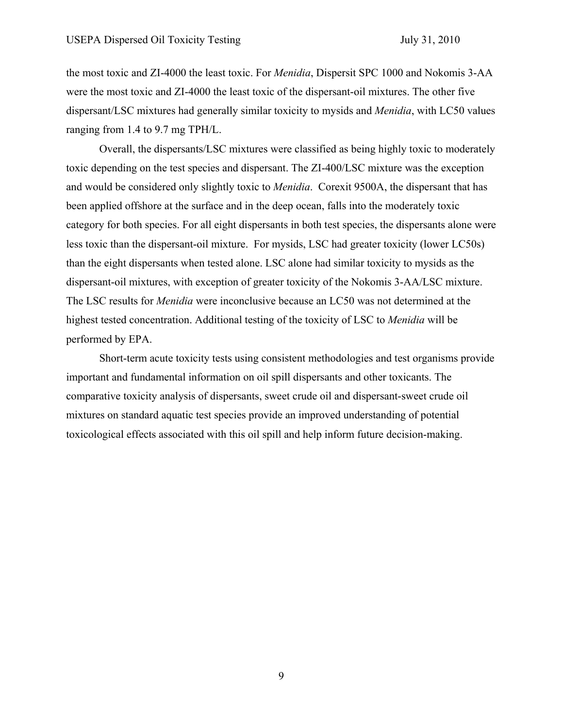the most toxic and ZI-4000 the least toxic. For *Menidia*, Dispersit SPC 1000 and Nokomis 3-AA were the most toxic and ZI-4000 the least toxic of the dispersant-oil mixtures. The other five dispersant/LSC mixtures had generally similar toxicity to mysids and *Menidia*, with LC50 values ranging from 1.4 to 9.7 mg TPH/L.

Overall, the dispersants/LSC mixtures were classified as being highly toxic to moderately toxic depending on the test species and dispersant. The ZI-400/LSC mixture was the exception and would be considered only slightly toxic to *Menidia*. Corexit 9500A, the dispersant that has been applied offshore at the surface and in the deep ocean, falls into the moderately toxic category for both species. For all eight dispersants in both test species, the dispersants alone were less toxic than the dispersant-oil mixture. For mysids, LSC had greater toxicity (lower LC50s) than the eight dispersants when tested alone. LSC alone had similar toxicity to mysids as the dispersant-oil mixtures, with exception of greater toxicity of the Nokomis 3-AA/LSC mixture. The LSC results for *Menidia* were inconclusive because an LC50 was not determined at the highest tested concentration. Additional testing of the toxicity of LSC to *Menidia* will be performed by EPA.

Short-term acute toxicity tests using consistent methodologies and test organisms provide important and fundamental information on oil spill dispersants and other toxicants. The comparative toxicity analysis of dispersants, sweet crude oil and dispersant-sweet crude oil mixtures on standard aquatic test species provide an improved understanding of potential toxicological effects associated with this oil spill and help inform future decision-making.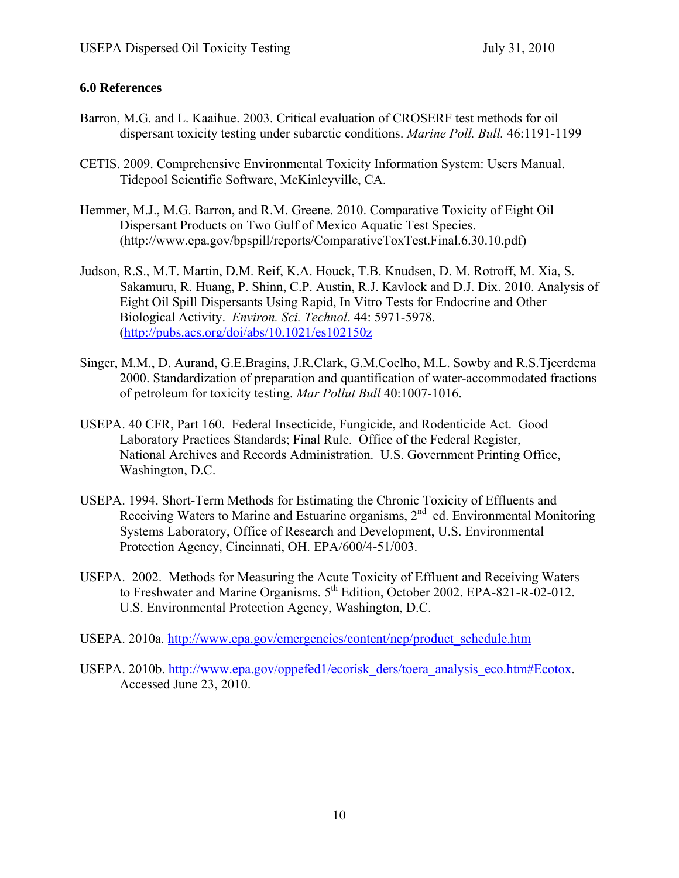## 6.0 References

Barron, M.G. and L. Kaaihue. 2003. Critical evaluation of CROSERF test methods for oil dispersant toxicity testing under subarctic conditions. *Marine Poll. Bull.* 46:1191-1199

CETIS. 2009. Comprehensive Environmental Toxicity Information System: Users Manual. Tidepool Scientific Software, McKinleyville, CA.

Hemmer, M.J., M.G. Barron, and R.M. Greene. 2010. Comparative Toxicity of Eight Oil Dispersant Products on Two Gulf of Mexico Aquatic Test Species. (http://www.epa.gov/bpspill/reports/ComparativeToxTest.Final.6.30.10.pdf)

Judson, R.S., M.T. Martin, D.M. Reif, K.A. Houck, T.B. Knudsen, D. M. Rotroff, M. Xia, S. Sakamuru, R. Huang, P. Shinn, C.P. Austin, R.J. Kavlock and D.J. Dix. 2010. Analysis of Eight Oil Spill Dispersants Using Rapid, In Vitro Tests for Endocrine and Other Biological Activity. *Environ. Sci. Technol*. 44: 5971-5978. (http://pubs.acs.org/doi/abs/10.1021/es102150z)

Singer, M.M., D. Aurand, G.E.Bragins, J.R.Clark, G.M.Coelho, M.L. Sowby and R.S.Tjeerdema 2000. Standardization of preparation and quantification of water-accommodated fractions of petroleum for toxicity testing. *Mar Pollut Bull* 40:1007-1016.

USEPA. 40 CFR, Part 160. Federal Insecticide, Fungicide, and Rodenticide Act. Good Laboratory Practices Standards; Final Rule. Office of the Federal Register, National Archives and Records Administration. U.S. Government Printing Office, Washington, D.C.

USEPA. 1994. Short-Term Methods for Estimating the Chronic Toxicity of Effluents and Receiving Waters to Marine and Estuarine organisms, 2nd ed. Environmental Monitoring Systems Laboratory, Office of Research and Development, U.S. Environmental Protection Agency, Cincinnati, OH. EPA/600/4-51/003.

USEPA. 2002. Methods for Measuring the Acute Toxicity of Effluent and Receiving Waters to Freshwater and Marine Organisms. 5th Edition, October 2002. EPA-821-R-02-012. U.S. Environmental Protection Agency, Washington, D.C.

USEPA. 2010a. http://www.epa.gov/emergencies/content/ncp/product_schedule.htm

USEPA. 2010b. http://www.epa.gov/oppefed1/ecorisk_ders/toera_analysis_eco.htm#Ecotox. Accessed June 23, 2010.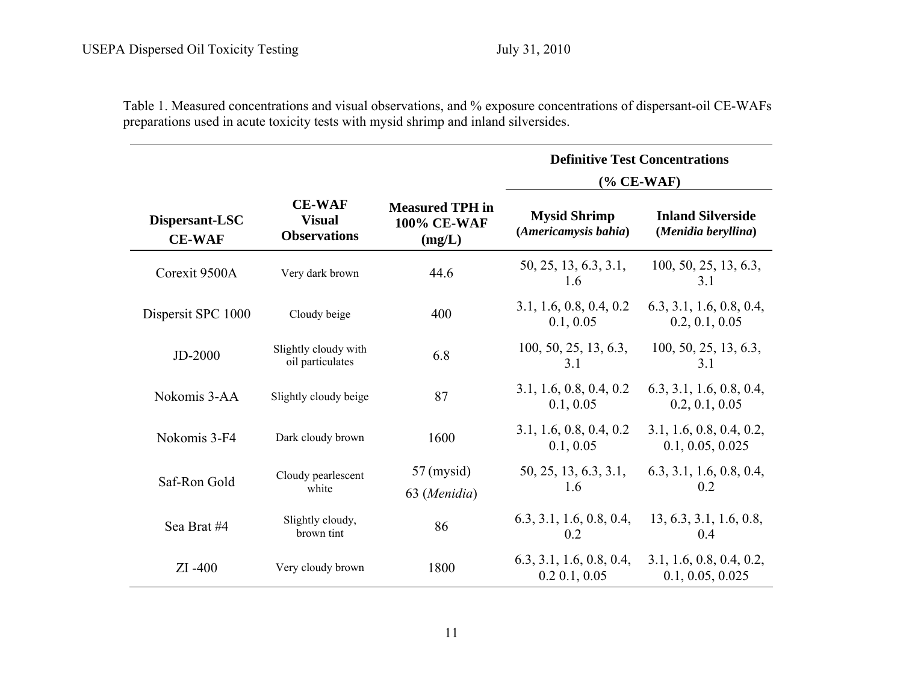Table 1. Measured concentrations and visual observations, and % exposure concentrations of dispersant-oil CE-WAFs preparations used in acute toxicity tests with mysid shrimp and inland silversides.

| Dispersant-LSC CE-WAF | CE-WAF Visual Observations | Measured TPH in 100% CE-WAF (mg/L) | Definitive Test Concentrations (% CE-WAF) | |
|---|---|---|---|---|
| | | | **Mysid Shrimp (*Americamysis bahia*)** | **Inland Silverside (*Menidia beryllina*)** |
| Corexit 9500A | Very dark brown | 44.6 | 50, 25, 13, 6.3, 3.1, 1.6 | 100, 50, 25, 13, 6.3, 3.1 |
| Dispersit SPC 1000 | Cloudy beige | 400 | 3.1, 1.6, 0.8, 0.4, 0.2 0.1, 0.05 | 6.3, 3.1, 1.6, 0.8, 0.4, 0.2, 0.1, 0.05 |
| JD-2000 | Slightly cloudy with oil particulates | 6.8 | 100, 50, 25, 13, 6.3, 3.1 | 100, 50, 25, 13, 6.3, 3.1 |
| Nokomis 3-AA | Slightly cloudy beige | 87 | 3.1, 1.6, 0.8, 0.4, 0.2 0.1, 0.05 | 6.3, 3.1, 1.6, 0.8, 0.4, 0.2, 0.1, 0.05 |
| Nokomis 3-F4 | Dark cloudy brown | 1600 | 3.1, 1.6, 0.8, 0.4, 0.2 0.1, 0.05 | 3.1, 1.6, 0.8, 0.4, 0.2, 0.1, 0.05, 0.025 |
| Saf-Ron Gold | Cloudy pearlescent white | 57 (mysid) 63 (*Menidia*) | 50, 25, 13, 6.3, 3.1, 1.6 | 6.3, 3.1, 1.6, 0.8, 0.4, 0.2 |
| Sea Brat #4 | Slightly cloudy, brown tint | 86 | 6.3, 3.1, 1.6, 0.8, 0.4, 0.2 | 13, 6.3, 3.1, 1.6, 0.8, 0.4 |
| ZI -400 | Very cloudy brown | 1800 | 6.3, 3.1, 1.6, 0.8, 0.4, 0.2 0.1, 0.05 | 3.1, 1.6, 0.8, 0.4, 0.2, 0.1, 0.05, 0.025 |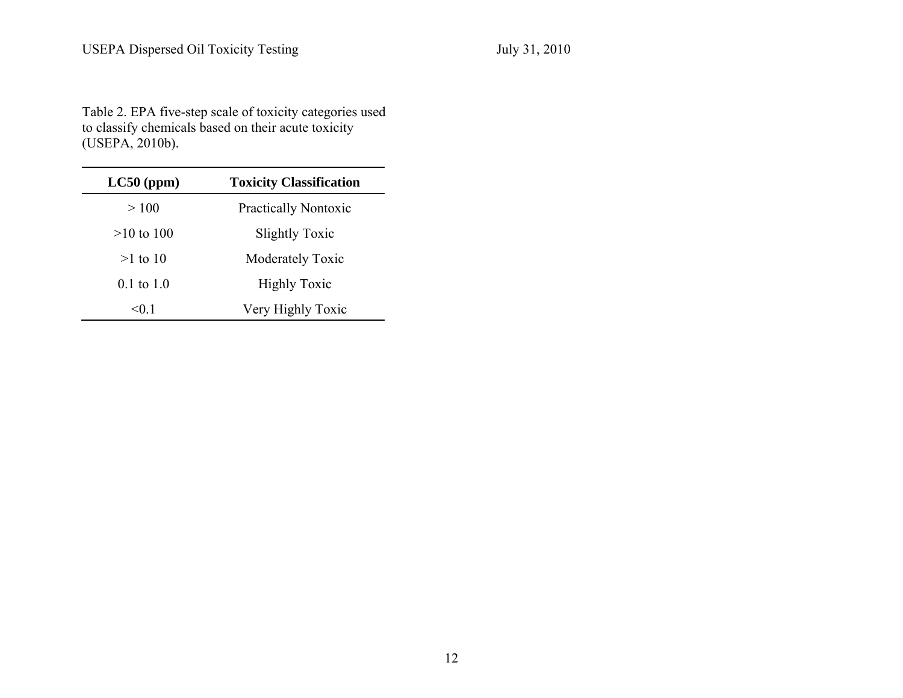Table 2. EPA five-step scale of toxicity categories used to classify chemicals based on their acute toxicity (USEPA, 2010b).

| LC50 (ppm) | Toxicity Classification |
| --- | --- |
| > 100 | Practically Nontoxic |
| >10 to 100 | Slightly Toxic |
| >1 to 10 | Moderately Toxic |
| 0.1 to 1.0 | Highly Toxic |
| <0.1 | Very Highly Toxic |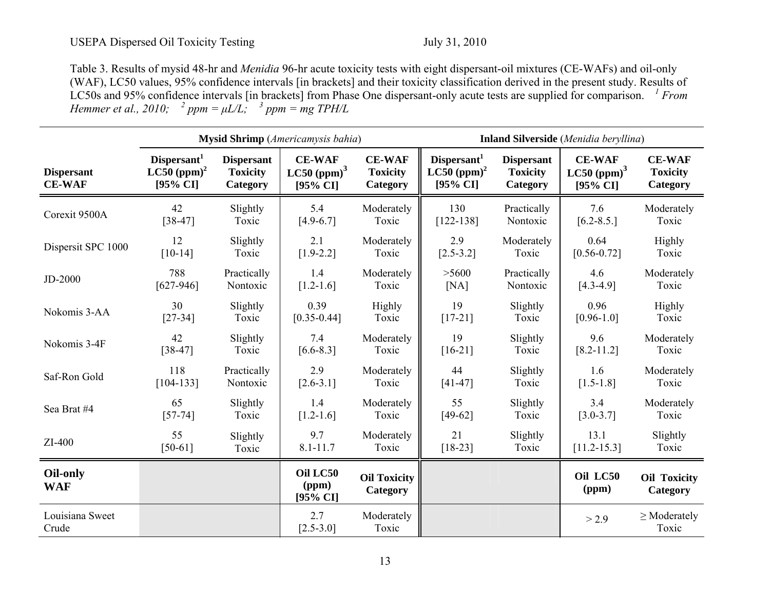Table 3. Results of mysid 48-hr and *Menidia* 96-hr acute toxicity tests with eight dispersant-oil mixtures (CE-WAFs) and oil-only (WAF), LC50 values, 95% confidence intervals [in brackets] and their toxicity classification derived in the present study. Results of LC50s and 95% confidence intervals [in brackets] from Phase One dispersant-only acute tests are supplied for comparison. [1] *From Hemmer et al., 2010;* [2] *ppm = μL/L;* [3] *ppm = mg TPH/L*

| | **Mysid Shrimp** (*Americamysis bahia*) | | | | **Inland Silverside** (*Menidia beryllina*) | | | |
|---|---|---|---|---|---|---|---|---|
| **Dispersant CE-WAF** | **Dispersant[1] LC50 (ppm)[2] [95% CI]** | **Dispersant Toxicity Category** | **CE-WAF LC50 (ppm)[3] [95% CI]** | **CE-WAF Toxicity Category** | **Dispersant[1] LC50 (ppm)[2] [95% CI]** | **Dispersant Toxicity Category** | **CE-WAF LC50 (ppm)[3] [95% CI]** | **CE-WAF Toxicity Category** |
| Corexit 9500A | 42 [38-47] | Slightly Toxic | 5.4 [4.9-6.7] | Moderately Toxic | 130 [122-138] | Practically Nontoxic | 7.6 [6.2-8.5.] | Moderately Toxic |
| Dispersit SPC 1000 | 12 [10-14] | Slightly Toxic | 2.1 [1.9-2.2] | Moderately Toxic | 2.9 [2.5-3.2] | Moderately Toxic | 0.64 [0.56-0.72] | Highly Toxic |
| JD-2000 | 788 [627-946] | Practically Nontoxic | 1.4 [1.2-1.6] | Moderately Toxic | >5600 [NA] | Practically Nontoxic | 4.6 [4.3-4.9] | Moderately Toxic |
| Nokomis 3-AA | 30 [27-34] | Slightly Toxic | 0.39 [0.35-0.44] | Highly Toxic | 19 [17-21] | Slightly Toxic | 0.96 [0.96-1.0] | Highly Toxic |
| Nokomis 3-4F | 42 [38-47] | Slightly Toxic | 7.4 [6.6-8.3] | Moderately Toxic | 19 [16-21] | Slightly Toxic | 9.6 [8.2-11.2] | Moderately Toxic |
| Saf-Ron Gold | 118 [104-133] | Practically Nontoxic | 2.9 [2.6-3.1] | Moderately Toxic | 44 [41-47] | Slightly Toxic | 1.6 [1.5-1.8] | Moderately Toxic |
| Sea Brat #4 | 65 [57-74] | Slightly Toxic | 1.4 [1.2-1.6] | Moderately Toxic | 55 [49-62] | Slightly Toxic | 3.4 [3.0-3.7] | Moderately Toxic |
| ZI-400 | 55 [50-61] | Slightly Toxic | 9.7 8.1-11.7 | Moderately Toxic | 21 [18-23] | Slightly Toxic | 13.1 [11.2-15.3] | Slightly Toxic |
| **Oil-only WAF** | | | **Oil LC50 (ppm) [95% CI]** | **Oil Toxicity Category** | | | **Oil LC50 (ppm)** | **Oil Toxicity Category** |
| Louisiana Sweet Crude | | | 2.7 [2.5-3.0] | Moderately Toxic | | | > 2.9 | ≥ Moderately Toxic |